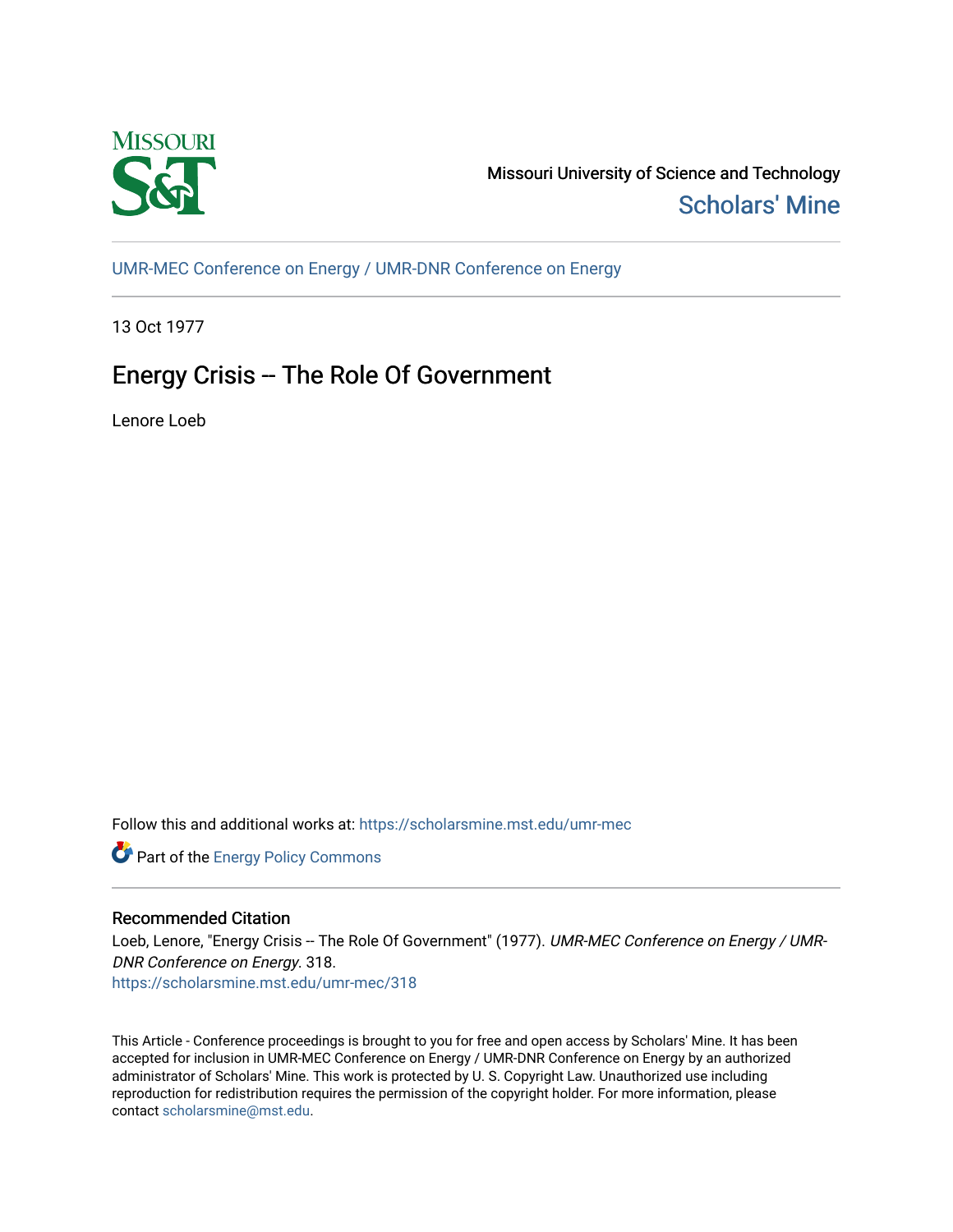Missouri University of Science and Technology

Scholars' Mine

UMR-MEC Conference on Energy / UMR-DNR Conference on Energy

13 Oct 1977

# Energy Crisis -- The Role Of Government

Lenore Loeb

Follow this and additional works at: https://scholarsmine.mst.edu/umr-mec

Part of the Energy Policy Commons

## Recommended Citation

Loeb, Lenore, "Energy Crisis -- The Role Of Government" (1977). *UMR-MEC Conference on Energy / UMR-DNR Conference on Energy*. 318.
https://scholarsmine.mst.edu/umr-mec/318

This Article - Conference proceedings is brought to you for free and open access by Scholars' Mine. It has been accepted for inclusion in UMR-MEC Conference on Energy / UMR-DNR Conference on Energy by an authorized administrator of Scholars' Mine. This work is protected by U. S. Copyright Law. Unauthorized use including reproduction for redistribution requires the permission of the copyright holder. For more information, please contact scholarsmine@mst.edu.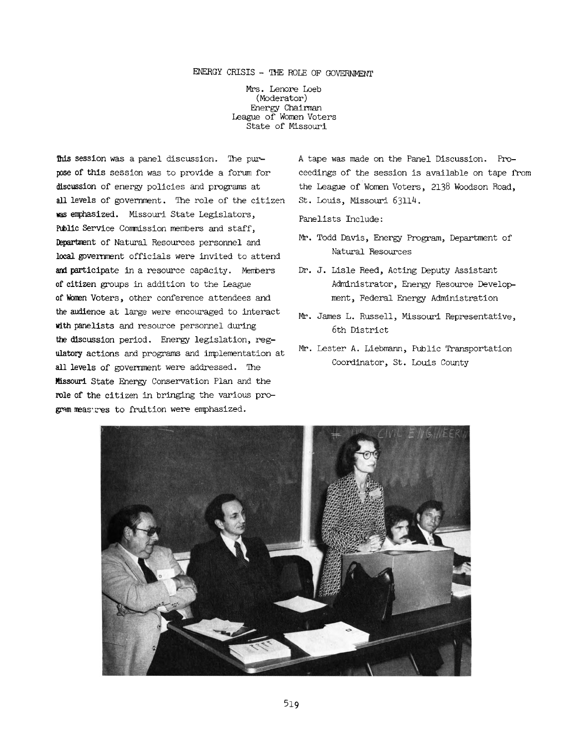# ENERGY CRISIS - THE ROLE OF GOVERNMENT

Mrs. Lenore Loeb  
(Moderator)  
Energy Chairman  
League of Women Voters  
State of Missouri

This session was a panel discussion. The purpose of this session was to provide a forum for discussion of energy policies and programs at all levels of government. The role of the citizen was emphasized. Missouri State Legislators, Public Service Commission members and staff, Department of Natural Resources personnel and local government officials were invited to attend and participate in a resource capacity. Members of citizen groups in addition to the League of Women Voters, other conference attendees and the audience at large were encouraged to interact with panelists and resource personnel during the discussion period. Energy legislation, regulatory actions and programs and implementation at all levels of government were addressed. The Missouri State Energy Conservation Plan and the role of the citizen in bringing the various program measures to fruition were emphasized.

A tape was made on the Panel Discussion. Proceedings of the session is available on tape from the League of Women Voters, 2138 Woodson Road, St. Louis, Missouri 63114.

Panelists Include:

- Mr. Todd Davis, Energy Program, Department of Natural Resources
- Dr. J. Lisle Reed, Acting Deputy Assistant Administrator, Energy Resource Development, Federal Energy Administration
- Mr. James L. Russell, Missouri Representative, 6th District
- Mr. Lester A. Liebmann, Public Transportation Coordinator, St. Louis County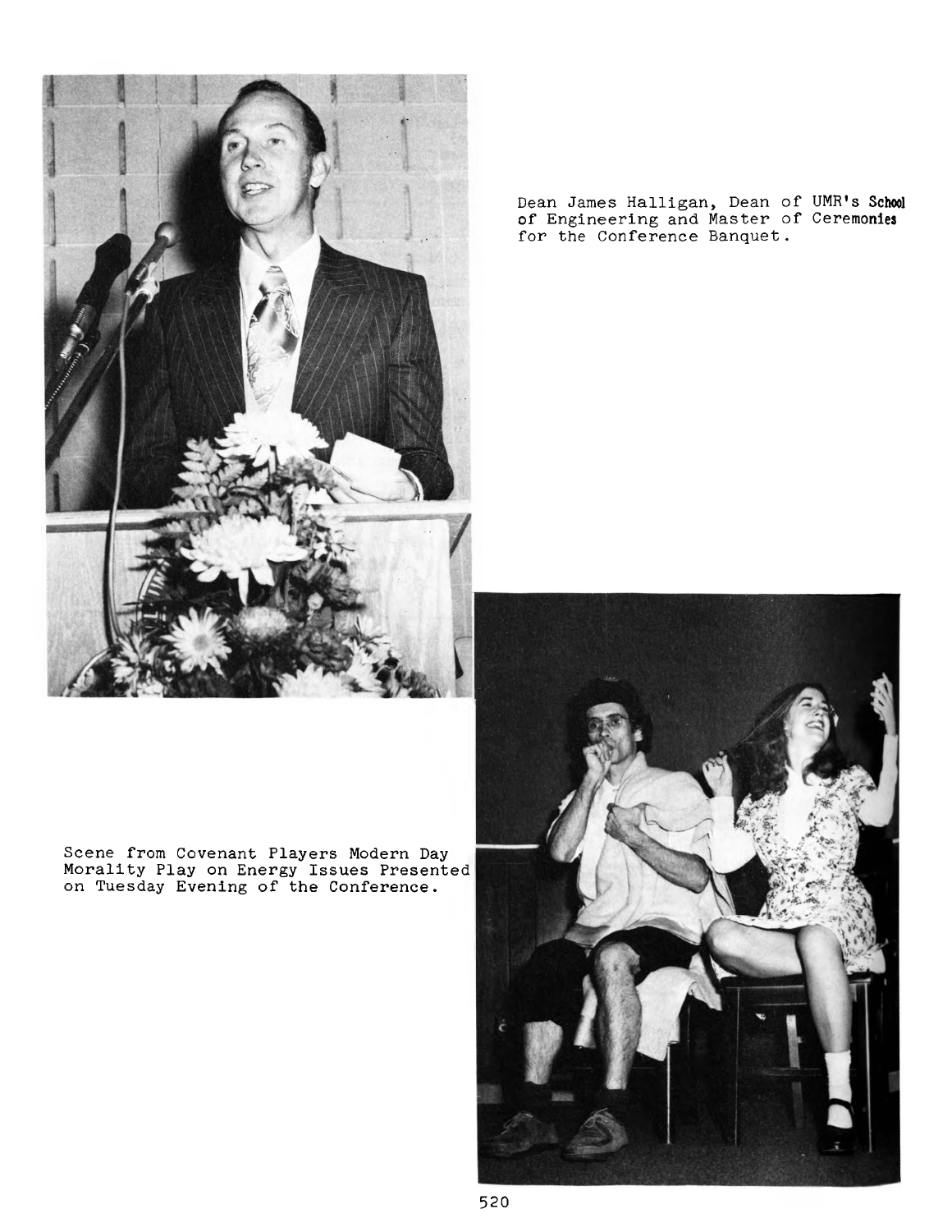Dean James Halligan, Dean of UMR's School of Engineering and Master of Ceremonies for the Conference Banquet.

Scene from Covenant Players Modern Day Morality Play on Energy Issues Presented on Tuesday Evening of the Conference.